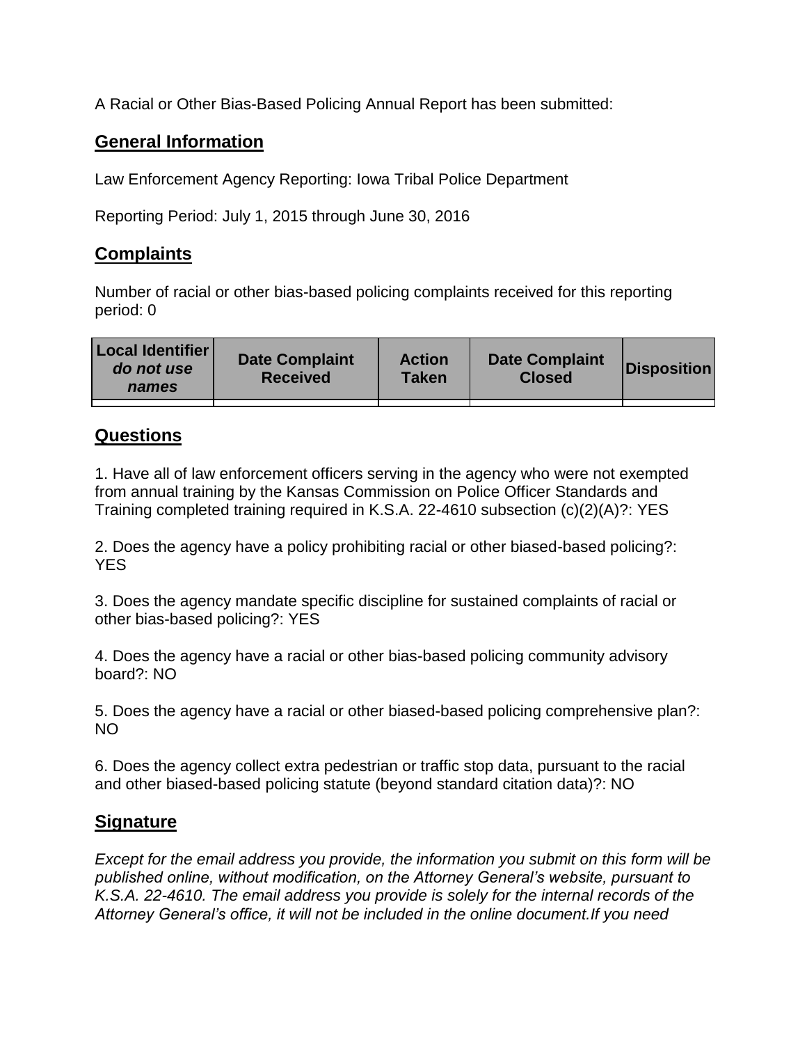A Racial or Other Bias-Based Policing Annual Report has been submitted:

## General Information

Law Enforcement Agency Reporting: Iowa Tribal Police Department

Reporting Period: July 1, 2015 through June 30, 2016

## Complaints

Number of racial or other bias-based policing complaints received for this reporting period: 0

| Local Identifier *do not use names* | Date Complaint Received | Action Taken | Date Complaint Closed | Disposition |
|---|---|---|---|---|
| | | | | |

## Questions

1. Have all of law enforcement officers serving in the agency who were not exempted from annual training by the Kansas Commission on Police Officer Standards and Training completed training required in K.S.A. 22-4610 subsection (c)(2)(A)?: YES

2. Does the agency have a policy prohibiting racial or other biased-based policing?: YES

3. Does the agency mandate specific discipline for sustained complaints of racial or other bias-based policing?: YES

4. Does the agency have a racial or other bias-based policing community advisory board?: NO

5. Does the agency have a racial or other biased-based policing comprehensive plan?: NO

6. Does the agency collect extra pedestrian or traffic stop data, pursuant to the racial and other biased-based policing statute (beyond standard citation data)?: NO

## Signature

*Except for the email address you provide, the information you submit on this form will be published online, without modification, on the Attorney General's website, pursuant to K.S.A. 22-4610. The email address you provide is solely for the internal records of the Attorney General's office, it will not be included in the online document.If you need*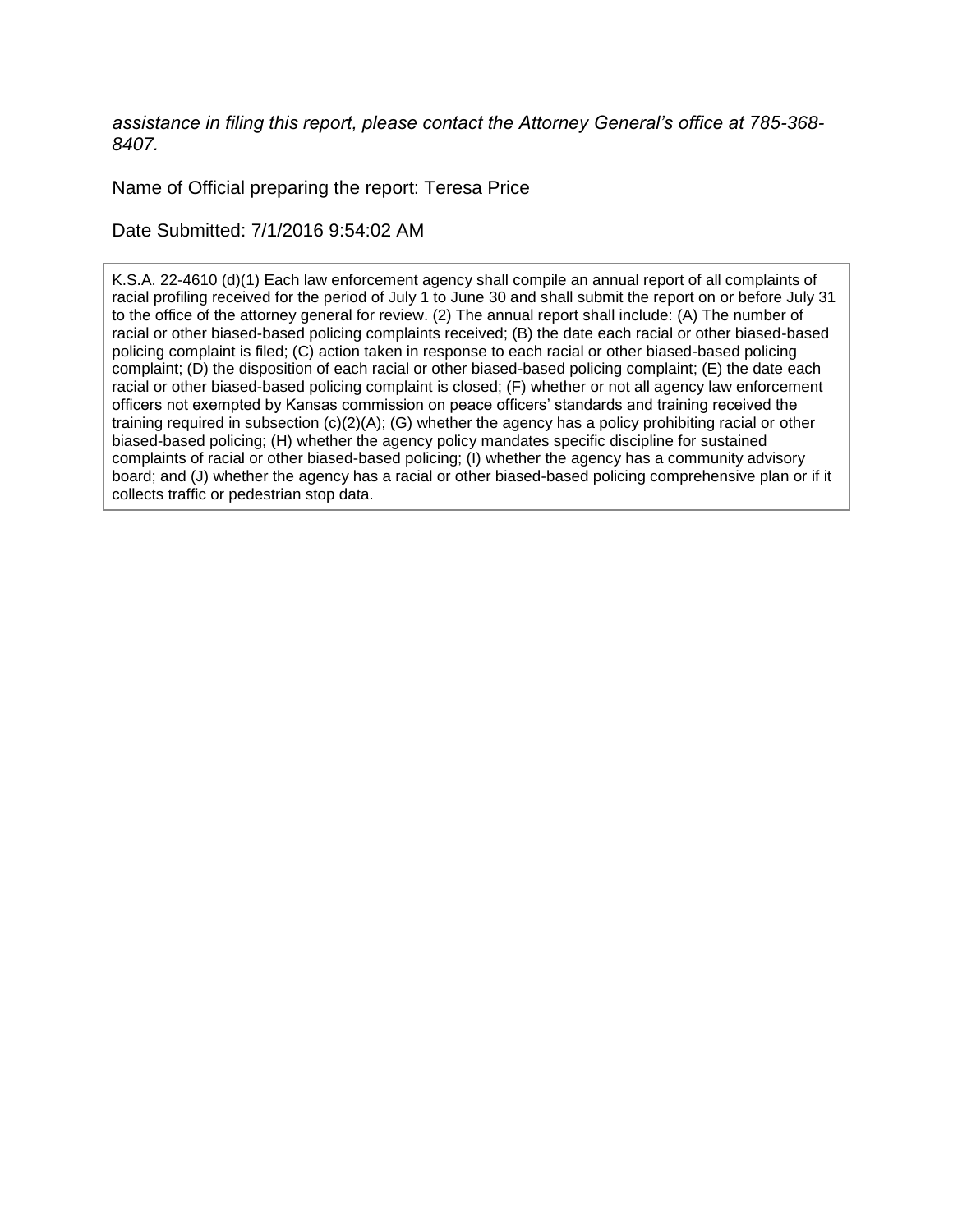*assistance in filing this report, please contact the Attorney General's office at 785-368-8407.*

Name of Official preparing the report: Teresa Price

Date Submitted: 7/1/2016 9:54:02 AM

K.S.A. 22-4610 (d)(1) Each law enforcement agency shall compile an annual report of all complaints of racial profiling received for the period of July 1 to June 30 and shall submit the report on or before July 31 to the office of the attorney general for review. (2) The annual report shall include: (A) The number of racial or other biased-based policing complaints received; (B) the date each racial or other biased-based policing complaint is filed; (C) action taken in response to each racial or other biased-based policing complaint; (D) the disposition of each racial or other biased-based policing complaint; (E) the date each racial or other biased-based policing complaint is closed; (F) whether or not all agency law enforcement officers not exempted by Kansas commission on peace officers' standards and training received the training required in subsection (c)(2)(A); (G) whether the agency has a policy prohibiting racial or other biased-based policing; (H) whether the agency policy mandates specific discipline for sustained complaints of racial or other biased-based policing; (I) whether the agency has a community advisory board; and (J) whether the agency has a racial or other biased-based policing comprehensive plan or if it collects traffic or pedestrian stop data.